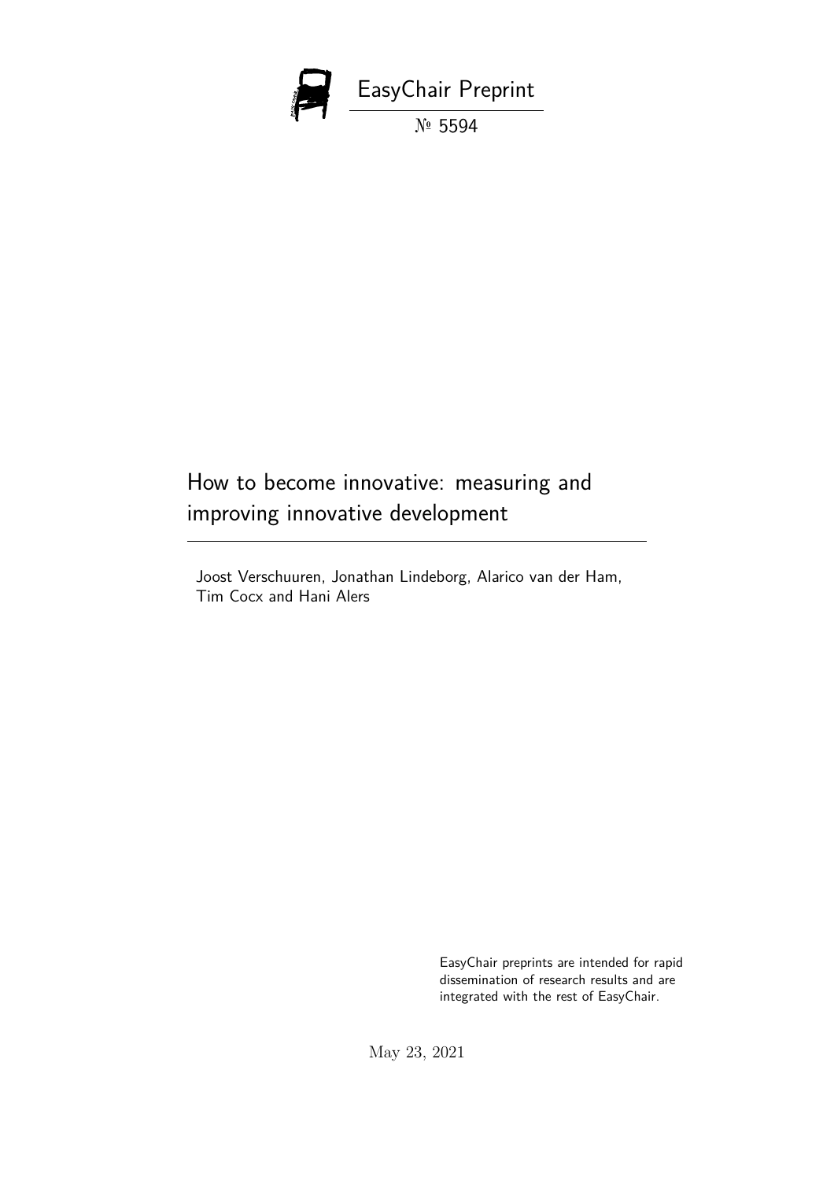EasyChair Preprint

№ 5594

# How to become innovative: measuring and improving innovative development

Joost Verschuuren, Jonathan Lindeborg, Alarico van der Ham, Tim Cocx and Hani Alers

EasyChair preprints are intended for rapid dissemination of research results and are integrated with the rest of EasyChair.

May 23, 2021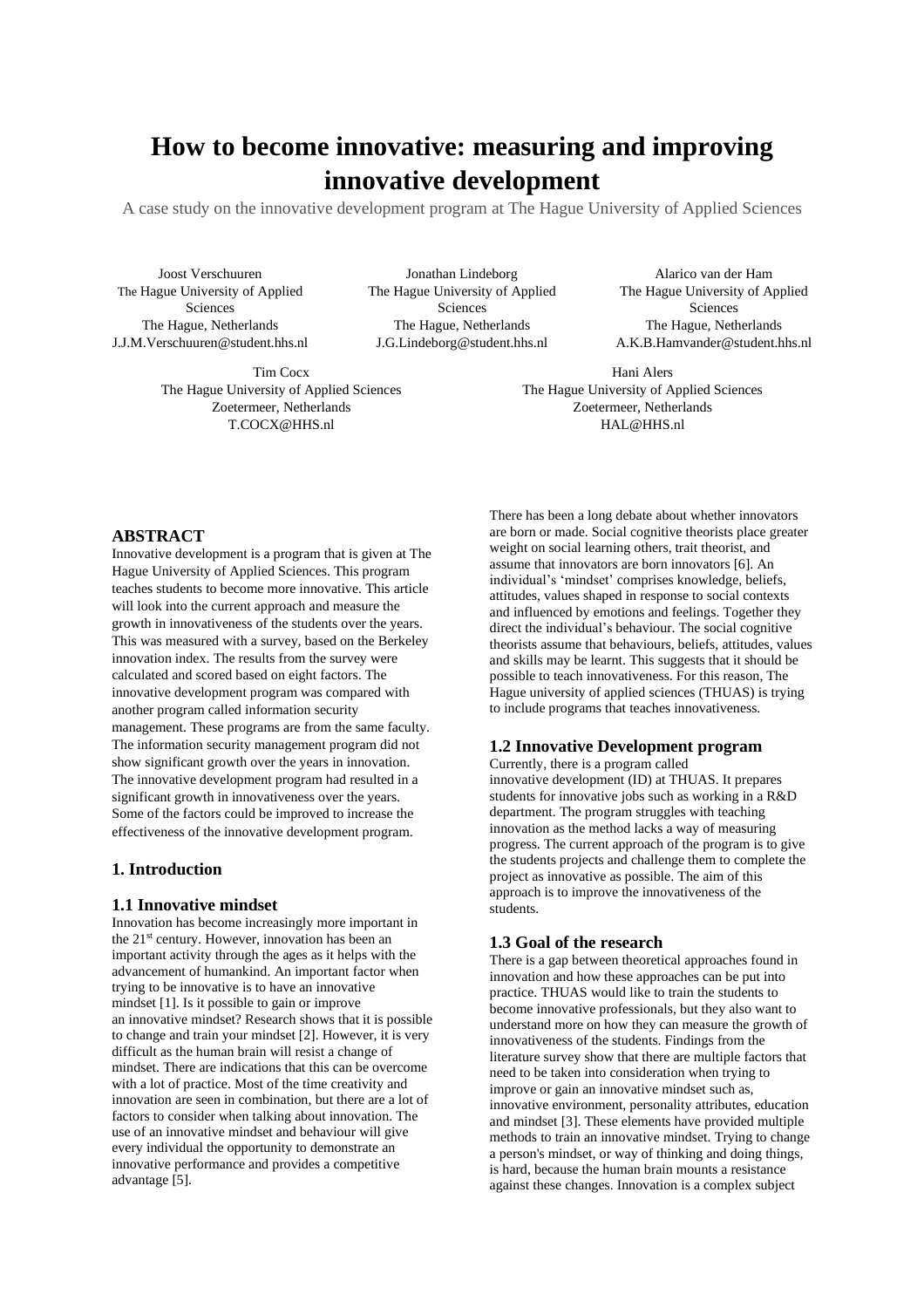# How to become innovative: measuring and improving innovative development

A case study on the innovative development program at The Hague University of Applied Sciences

Joost Verschuuren
The Hague University of Applied Sciences
The Hague, Netherlands
J.J.M.Verschuuren@student.hhs.nl

Jonathan Lindeborg
The Hague University of Applied Sciences
The Hague, Netherlands
J.G.Lindeborg@student.hhs.nl

Alarico van der Ham
The Hague University of Applied Sciences
The Hague, Netherlands
A.K.B.Hamvander@student.hhs.nl

Tim Cocx
The Hague University of Applied Sciences
Zoetermeer, Netherlands
T.COCX@HHS.nl

Hani Alers
The Hague University of Applied Sciences
Zoetermeer, Netherlands
HAL@HHS.nl

## ABSTRACT

Innovative development is a program that is given at The Hague University of Applied Sciences. This program teaches students to become more innovative. This article will look into the current approach and measure the growth in innovativeness of the students over the years. This was measured with a survey, based on the Berkeley innovation index. The results from the survey were calculated and scored based on eight factors. The innovative development program was compared with another program called information security management. These programs are from the same faculty. The information security management program did not show significant growth over the years in innovation. The innovative development program had resulted in a significant growth in innovativeness over the years. Some of the factors could be improved to increase the effectiveness of the innovative development program.

## 1. Introduction

### 1.1 Innovative mindset

Innovation has become increasingly more important in the 21st century. However, innovation has been an important activity through the ages as it helps with the advancement of humankind. An important factor when trying to be innovative is to have an innovative mindset [1]. Is it possible to gain or improve an innovative mindset? Research shows that it is possible to change and train your mindset [2]. However, it is very difficult as the human brain will resist a change of mindset. There are indications that this can be overcome with a lot of practice. Most of the time creativity and innovation are seen in combination, but there are a lot of factors to consider when talking about innovation. The use of an innovative mindset and behaviour will give every individual the opportunity to demonstrate an innovative performance and provides a competitive advantage [5].

There has been a long debate about whether innovators are born or made. Social cognitive theorists place greater weight on social learning others, trait theorist, and assume that innovators are born innovators [6]. An individual's 'mindset' comprises knowledge, beliefs, attitudes, values shaped in response to social contexts and influenced by emotions and feelings. Together they direct the individual's behaviour. The social cognitive theorists assume that behaviours, beliefs, attitudes, values and skills may be learnt. This suggests that it should be possible to teach innovativeness. For this reason, The Hague university of applied sciences (THUAS) is trying to include programs that teaches innovativeness.

### 1.2 Innovative Development program

Currently, there is a program called innovative development (ID) at THUAS. It prepares students for innovative jobs such as working in a R&D department. The program struggles with teaching innovation as the method lacks a way of measuring progress. The current approach of the program is to give the students projects and challenge them to complete the project as innovative as possible. The aim of this approach is to improve the innovativeness of the students.

### 1.3 Goal of the research

There is a gap between theoretical approaches found in innovation and how these approaches can be put into practice. THUAS would like to train the students to become innovative professionals, but they also want to understand more on how they can measure the growth of innovativeness of the students. Findings from the literature survey show that there are multiple factors that need to be taken into consideration when trying to improve or gain an innovative mindset such as, innovative environment, personality attributes, education and mindset [3]. These elements have provided multiple methods to train an innovative mindset. Trying to change a person's mindset, or way of thinking and doing things, is hard, because the human brain mounts a resistance against these changes. Innovation is a complex subject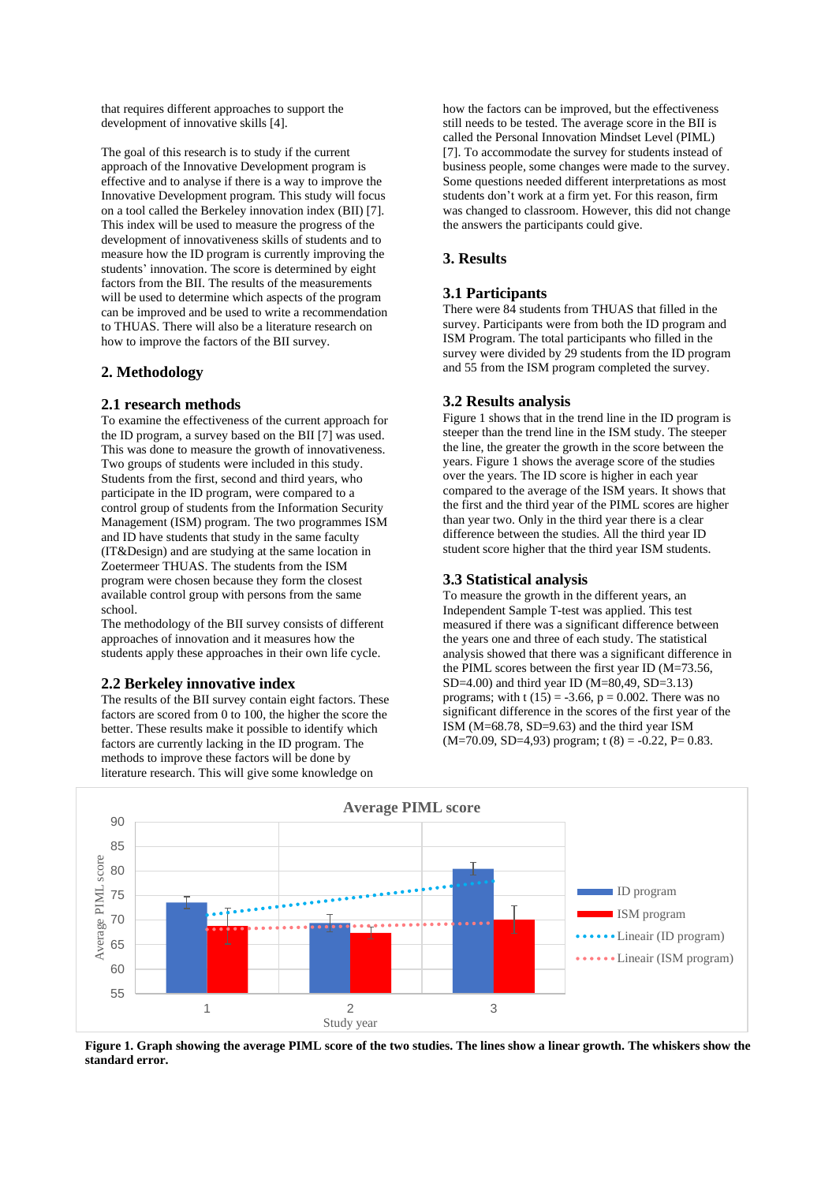that requires different approaches to support the development of innovative skills [4].

The goal of this research is to study if the current approach of the Innovative Development program is effective and to analyse if there is a way to improve the Innovative Development program. This study will focus on a tool called the Berkeley innovation index (BII) [7]. This index will be used to measure the progress of the development of innovativeness skills of students and to measure how the ID program is currently improving the students' innovation. The score is determined by eight factors from the BII. The results of the measurements will be used to determine which aspects of the program can be improved and be used to write a recommendation to THUAS. There will also be a literature research on how to improve the factors of the BII survey.

## 2. Methodology

### 2.1 research methods

To examine the effectiveness of the current approach for the ID program, a survey based on the BII [7] was used. This was done to measure the growth of innovativeness. Two groups of students were included in this study. Students from the first, second and third years, who participate in the ID program, were compared to a control group of students from the Information Security Management (ISM) program. The two programmes ISM and ID have students that study in the same faculty (IT&Design) and are studying at the same location in Zoetermeer THUAS. The students from the ISM program were chosen because they form the closest available control group with persons from the same school.
The methodology of the BII survey consists of different approaches of innovation and it measures how the students apply these approaches in their own life cycle.

### 2.2 Berkeley innovative index

The results of the BII survey contain eight factors. These factors are scored from 0 to 100, the higher the score the better. These results make it possible to identify which factors are currently lacking in the ID program. The methods to improve these factors will be done by literature research. This will give some knowledge on how the factors can be improved, but the effectiveness still needs to be tested. The average score in the BII is called the Personal Innovation Mindset Level (PIML) [7]. To accommodate the survey for students instead of business people, some changes were made to the survey. Some questions needed different interpretations as most students don't work at a firm yet. For this reason, firm was changed to classroom. However, this did not change the answers the participants could give.

## 3. Results

### 3.1 Participants

There were 84 students from THUAS that filled in the survey. Participants were from both the ID program and ISM Program. The total participants who filled in the survey were divided by 29 students from the ID program and 55 from the ISM program completed the survey.

### 3.2 Results analysis

Figure 1 shows that in the trend line in the ID program is steeper than the trend line in the ISM study. The steeper the line, the greater the growth in the score between the years. Figure 1 shows the average score of the studies over the years. The ID score is higher in each year compared to the average of the ISM years. It shows that the first and the third year of the PIML scores are higher than year two. Only in the third year there is a clear difference between the studies. All the third year ID student score higher that the third year ISM students.

### 3.3 Statistical analysis

To measure the growth in the different years, an Independent Sample T-test was applied. This test measured if there was a significant difference between the years one and three of each study. The statistical analysis showed that there was a significant difference in the PIML scores between the first year ID (M=73.56, SD=4.00) and third year ID (M=80,49, SD=3.13) programs; with t (15) = -3.66, p = 0.002. There was no significant difference in the scores of the first year of the ISM (M=68.78, SD=9.63) and the third year ISM (M=70.09, SD=4,93) program; t (8) = -0.22, P= 0.83.

**Figure 1. Graph showing the average PIML score of the two studies. The lines show a linear growth. The whiskers show the standard error.**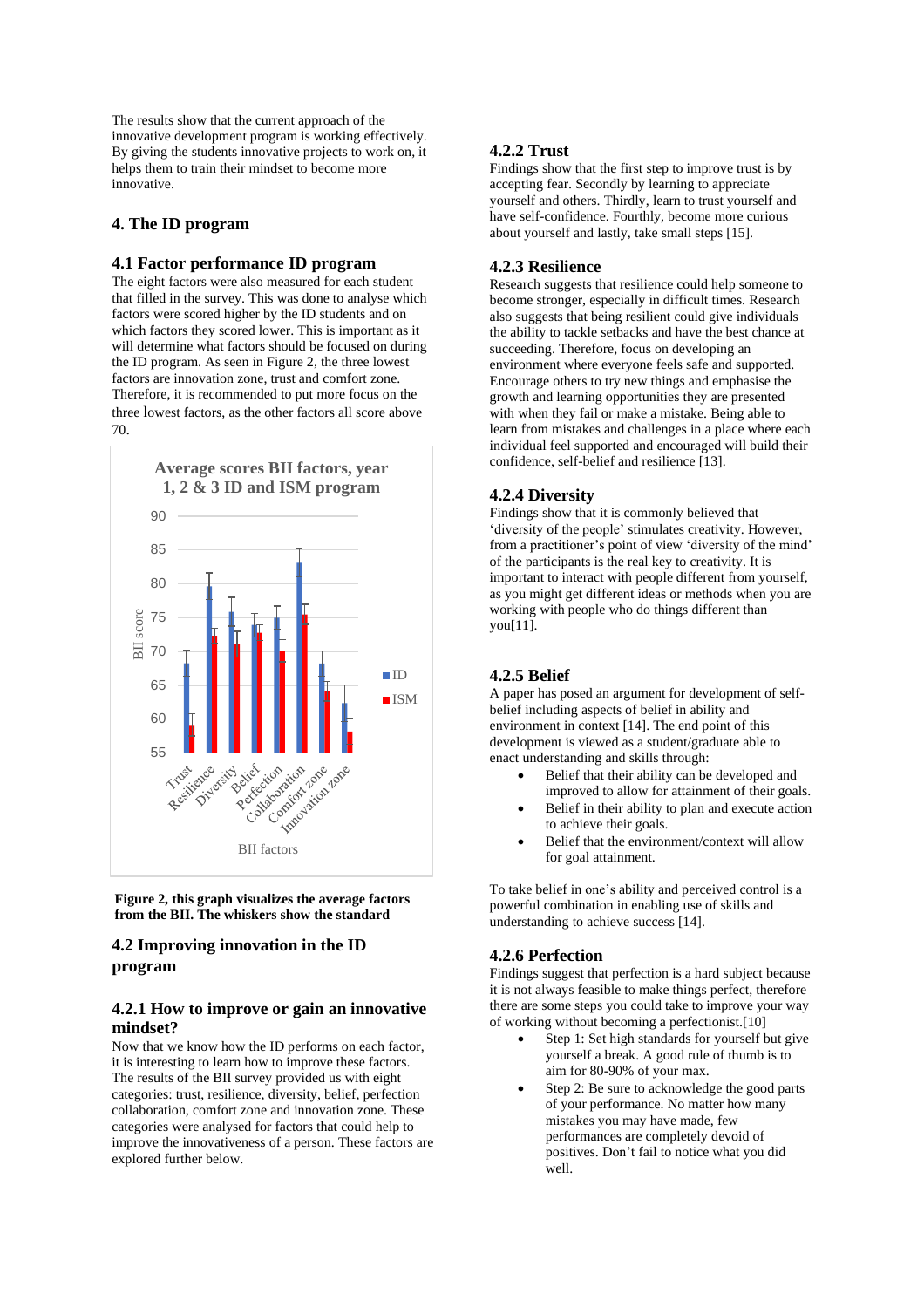The results show that the current approach of the innovative development program is working effectively. By giving the students innovative projects to work on, it helps them to train their mindset to become more innovative.

## 4. The ID program

### 4.1 Factor performance ID program

The eight factors were also measured for each student that filled in the survey. This was done to analyse which factors were scored higher by the ID students and on which factors they scored lower. This is important as it will determine what factors should be focused on during the ID program. As seen in Figure 2, the three lowest factors are innovation zone, trust and comfort zone. Therefore, it is recommended to put more focus on the three lowest factors, as the other factors all score above 70.

**Figure 2, this graph visualizes the average factors from the BII. The whiskers show the standard**

### 4.2 Improving innovation in the ID program

#### 4.2.1 How to improve or gain an innovative mindset?

Now that we know how the ID performs on each factor, it is interesting to learn how to improve these factors. The results of the BII survey provided us with eight categories: trust, resilience, diversity, belief, perfection collaboration, comfort zone and innovation zone. These categories were analysed for factors that could help to improve the innovativeness of a person. These factors are explored further below.

#### 4.2.2 Trust

Findings show that the first step to improve trust is by accepting fear. Secondly by learning to appreciate yourself and others. Thirdly, learn to trust yourself and have self-confidence. Fourthly, become more curious about yourself and lastly, take small steps [15].

#### 4.2.3 Resilience

Research suggests that resilience could help someone to become stronger, especially in difficult times. Research also suggests that being resilient could give individuals the ability to tackle setbacks and have the best chance at succeeding. Therefore, focus on developing an environment where everyone feels safe and supported. Encourage others to try new things and emphasise the growth and learning opportunities they are presented with when they fail or make a mistake. Being able to learn from mistakes and challenges in a place where each individual feel supported and encouraged will build their confidence, self-belief and resilience [13].

#### 4.2.4 Diversity

Findings show that it is commonly believed that 'diversity of the people' stimulates creativity. However, from a practitioner's point of view 'diversity of the mind' of the participants is the real key to creativity. It is important to interact with people different from yourself, as you might get different ideas or methods when you are working with people who do things different than you[11].

#### 4.2.5 Belief

A paper has posed an argument for development of self-belief including aspects of belief in ability and environment in context [14]. The end point of this development is viewed as a student/graduate able to enact understanding and skills through:

- Belief that their ability can be developed and improved to allow for attainment of their goals.
- Belief in their ability to plan and execute action to achieve their goals.
- Belief that the environment/context will allow for goal attainment.

To take belief in one's ability and perceived control is a powerful combination in enabling use of skills and understanding to achieve success [14].

#### 4.2.6 Perfection

Findings suggest that perfection is a hard subject because it is not always feasible to make things perfect, therefore there are some steps you could take to improve your way of working without becoming a perfectionist.[10]

- Step 1: Set high standards for yourself but give yourself a break. A good rule of thumb is to aim for 80-90% of your max.
- Step 2: Be sure to acknowledge the good parts of your performance. No matter how many mistakes you may have made, few performances are completely devoid of positives. Don't fail to notice what you did well.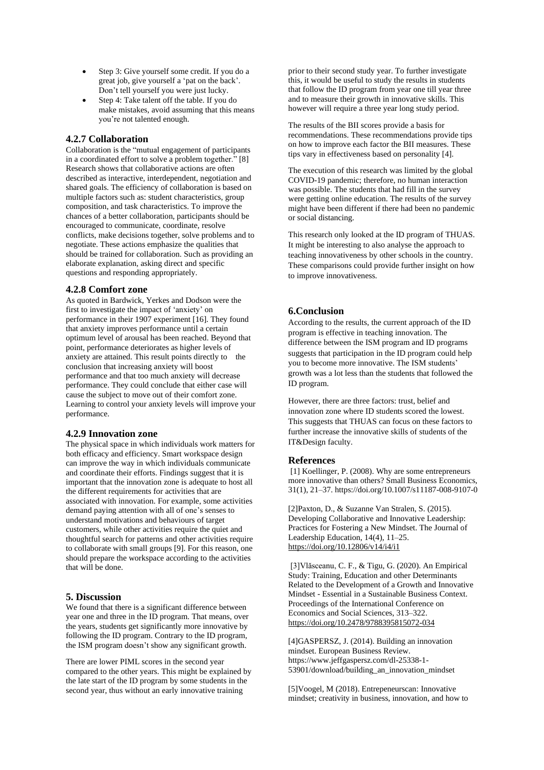- Step 3: Give yourself some credit. If you do a great job, give yourself a 'pat on the back'. Don't tell yourself you were just lucky.
- Step 4: Take talent off the table. If you do make mistakes, avoid assuming that this means you're not talented enough.

### 4.2.7 Collaboration

Collaboration is the "mutual engagement of participants in a coordinated effort to solve a problem together." [8] Research shows that collaborative actions are often described as interactive, interdependent, negotiation and shared goals. The efficiency of collaboration is based on multiple factors such as: student characteristics, group composition, and task characteristics. To improve the chances of a better collaboration, participants should be encouraged to communicate, coordinate, resolve conflicts, make decisions together, solve problems and to negotiate. These actions emphasize the qualities that should be trained for collaboration. Such as providing an elaborate explanation, asking direct and specific questions and responding appropriately.

### 4.2.8 Comfort zone

As quoted in Bardwick, Yerkes and Dodson were the first to investigate the impact of 'anxiety' on performance in their 1907 experiment [16]. They found that anxiety improves performance until a certain optimum level of arousal has been reached. Beyond that point, performance deteriorates as higher levels of anxiety are attained. This result points directly to the conclusion that increasing anxiety will boost performance and that too much anxiety will decrease performance. They could conclude that either case will cause the subject to move out of their comfort zone. Learning to control your anxiety levels will improve your performance.

### 4.2.9 Innovation zone

The physical space in which individuals work matters for both efficacy and efficiency. Smart workspace design can improve the way in which individuals communicate and coordinate their efforts. Findings suggest that it is important that the innovation zone is adequate to host all the different requirements for activities that are associated with innovation. For example, some activities demand paying attention with all of one's senses to understand motivations and behaviours of target customers, while other activities require the quiet and thoughtful search for patterns and other activities require to collaborate with small groups [9]. For this reason, one should prepare the workspace according to the activities that will be done.

## 5. Discussion

We found that there is a significant difference between year one and three in the ID program. That means, over the years, students get significantly more innovative by following the ID program. Contrary to the ID program, the ISM program doesn't show any significant growth.

There are lower PIML scores in the second year compared to the other years. This might be explained by the late start of the ID program by some students in the second year, thus without an early innovative training prior to their second study year. To further investigate this, it would be useful to study the results in students that follow the ID program from year one till year three and to measure their growth in innovative skills. This however will require a three year long study period.

The results of the BII scores provide a basis for recommendations. These recommendations provide tips on how to improve each factor the BII measures. These tips vary in effectiveness based on personality [4].

The execution of this research was limited by the global COVID-19 pandemic; therefore, no human interaction was possible. The students that had fill in the survey were getting online education. The results of the survey might have been different if there had been no pandemic or social distancing.

This research only looked at the ID program of THUAS. It might be interesting to also analyse the approach to teaching innovativeness by other schools in the country. These comparisons could provide further insight on how to improve innovativeness.

## 6.Conclusion

According to the results, the current approach of the ID program is effective in teaching innovation. The difference between the ISM program and ID programs suggests that participation in the ID program could help you to become more innovative. The ISM students' growth was a lot less than the students that followed the ID program.

However, there are three factors: trust, belief and innovation zone where ID students scored the lowest. This suggests that THUAS can focus on these factors to further increase the innovative skills of students of the IT&Design faculty.

## References

[1] Koellinger, P. (2008). Why are some entrepreneurs more innovative than others? Small Business Economics, 31(1), 21–37. https://doi.org/10.1007/s11187-008-9107-0

[2]Paxton, D., & Suzanne Van Stralen, S. (2015). Developing Collaborative and Innovative Leadership: Practices for Fostering a New Mindset. The Journal of Leadership Education, 14(4), 11–25. https://doi.org/10.12806/v14/i4/i1

[3]Vlăsceanu, C. F., & Tigu, G. (2020). An Empirical Study: Training, Education and other Determinants Related to the Development of a Growth and Innovative Mindset - Essential in a Sustainable Business Context. Proceedings of the International Conference on Economics and Social Sciences, 313–322. https://doi.org/10.2478/9788395815072-034

[4]GASPERSZ, J. (2014). Building an innovation mindset. European Business Review. https://www.jeffgaspersz.com/dl-25338-1-53901/download/building_an_innovation_mindset

[5]Voogel, M (2018). Entrepeneurscan: Innovative mindset; creativity in business, innovation, and how to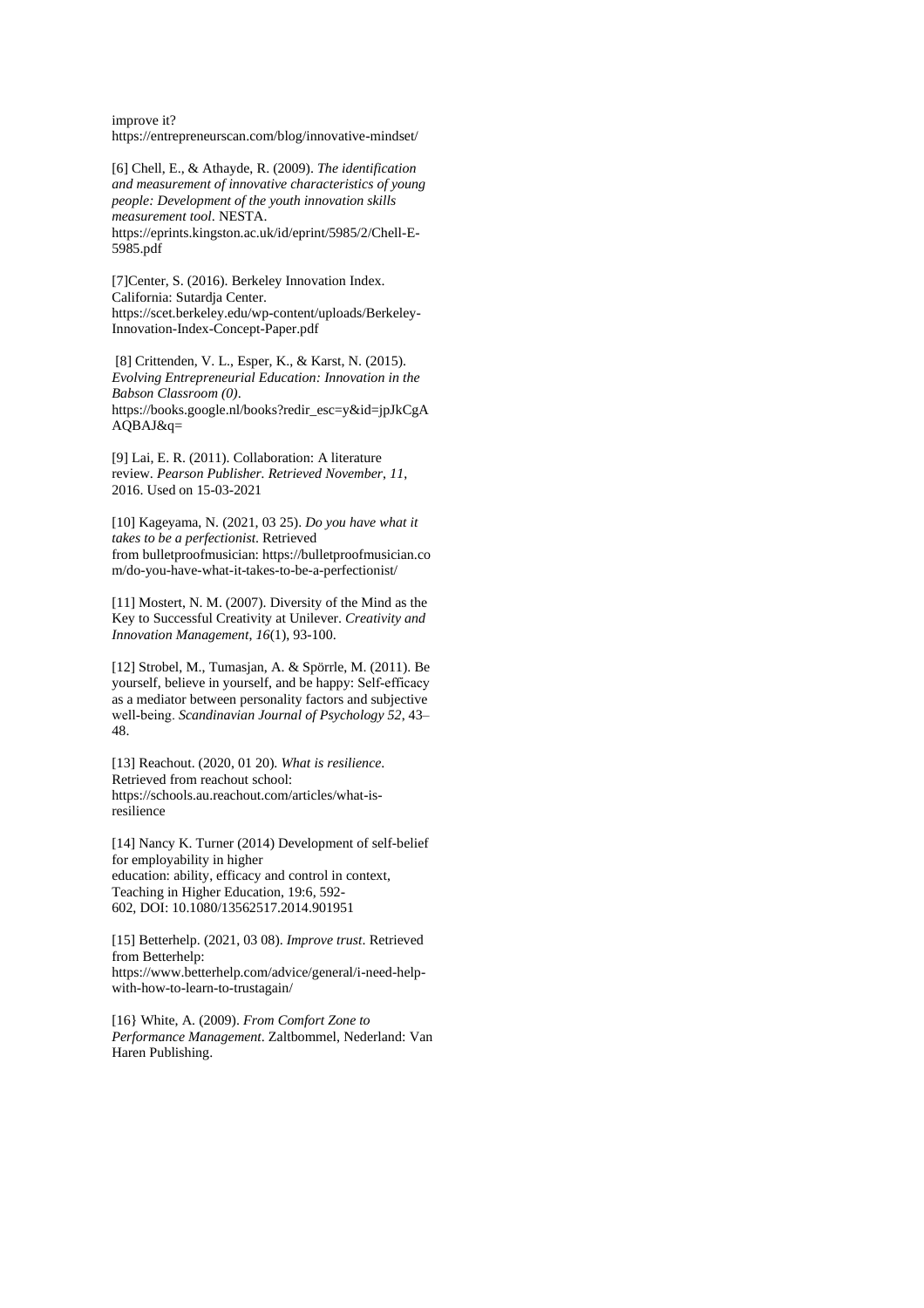improve it?
https://entrepreneurscan.com/blog/innovative-mindset/

[6] Chell, E., & Athayde, R. (2009). *The identification and measurement of innovative characteristics of young people: Development of the youth innovation skills measurement tool*. NESTA. https://eprints.kingston.ac.uk/id/eprint/5985/2/Chell-E-5985.pdf

[7]Center, S. (2016). Berkeley Innovation Index. California: Sutardja Center. https://scet.berkeley.edu/wp-content/uploads/Berkeley-Innovation-Index-Concept-Paper.pdf

[8] Crittenden, V. L., Esper, K., & Karst, N. (2015). *Evolving Entrepreneurial Education: Innovation in the Babson Classroom (0)*. https://books.google.nl/books?redir_esc=y&id=jpJkCgAAQBAJ&q=

[9] Lai, E. R. (2011). Collaboration: A literature review. *Pearson Publisher. Retrieved November*, *11*, 2016. Used on 15-03-2021

[10] Kageyama, N. (2021, 03 25). *Do you have what it takes to be a perfectionist.* Retrieved from bulletproofmusician: https://bulletproofmusician.com/do-you-have-what-it-takes-to-be-a-perfectionist/

[11] Mostert, N. M. (2007). Diversity of the Mind as the Key to Successful Creativity at Unilever. *Creativity and Innovation Management, 16*(1), 93-100.

[12] Strobel, M., Tumasjan, A. & Spörrle, M. (2011). Be yourself, believe in yourself, and be happy: Self-efficacy as a mediator between personality factors and subjective well-being. *Scandinavian Journal of Psychology 52*, 43–48.

[13] Reachout. (2020, 01 20). *What is resilience*. Retrieved from reachout school: https://schools.au.reachout.com/articles/what-is-resilience

[14] Nancy K. Turner (2014) Development of self-belief for employability in higher education: ability, efficacy and control in context, Teaching in Higher Education, 19:6, 592-602, DOI: 10.1080/13562517.2014.901951

[15] Betterhelp. (2021, 03 08). *Improve trust*. Retrieved from Betterhelp: https://www.betterhelp.com/advice/general/i-need-help-with-how-to-learn-to-trustagain/

[16} White, A. (2009). *From Comfort Zone to Performance Management*. Zaltbommel, Nederland: Van Haren Publishing.